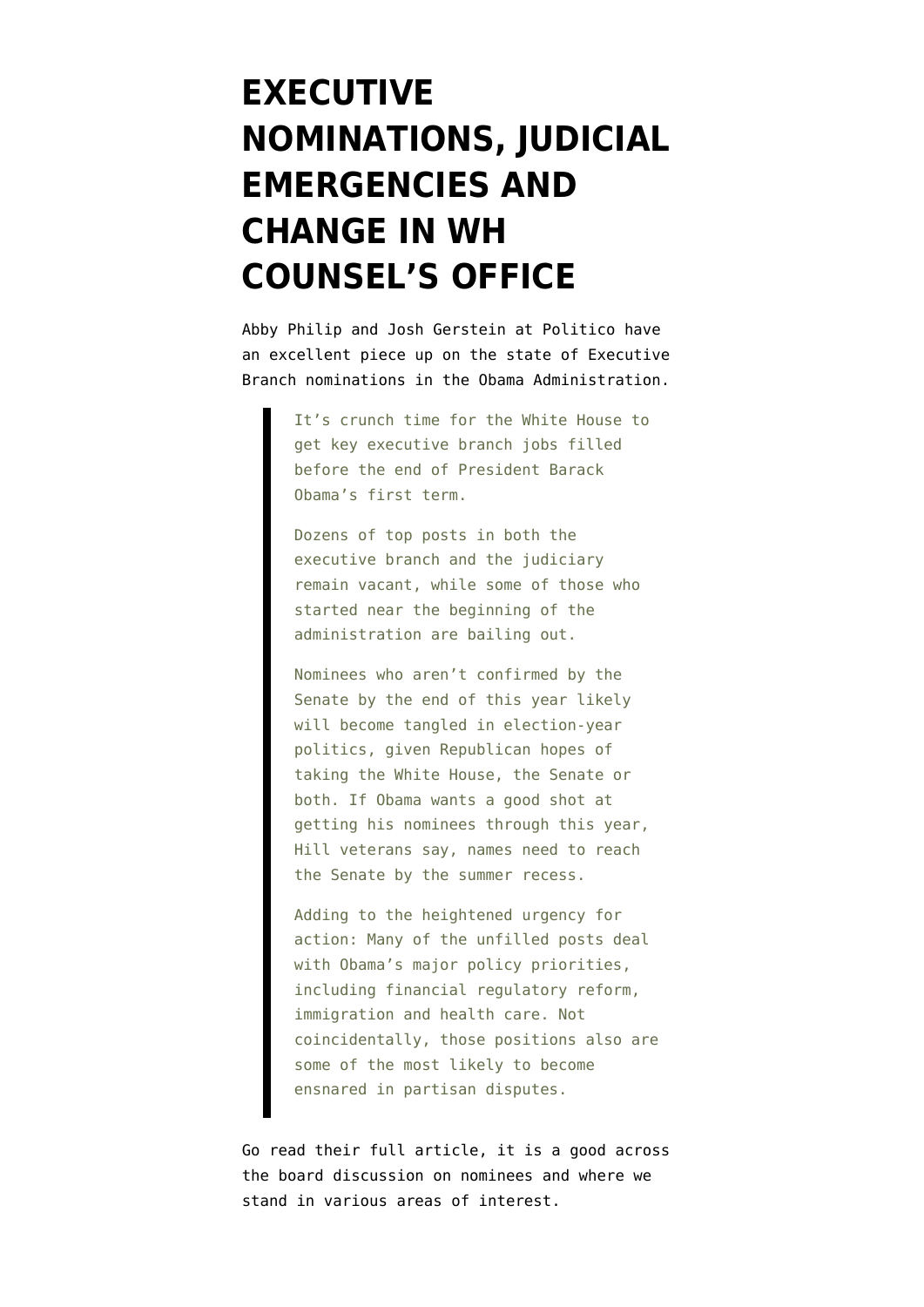# EXECUTIVE NOMINATIONS, JUDICIAL EMERGENCIES AND CHANGE IN WH COUNSEL'S OFFICE

Abby Philip and Josh Gerstein at Politico have an excellent piece up on the state of Executive Branch nominations in the Obama Administration.

> It's crunch time for the White House to get key executive branch jobs filled before the end of President Barack Obama's first term.
>
> Dozens of top posts in both the executive branch and the judiciary remain vacant, while some of those who started near the beginning of the administration are bailing out.
>
> Nominees who aren't confirmed by the Senate by the end of this year likely will become tangled in election-year politics, given Republican hopes of taking the White House, the Senate or both. If Obama wants a good shot at getting his nominees through this year, Hill veterans say, names need to reach the Senate by the summer recess.
>
> Adding to the heightened urgency for action: Many of the unfilled posts deal with Obama's major policy priorities, including financial regulatory reform, immigration and health care. Not coincidentally, those positions also are some of the most likely to become ensnared in partisan disputes.

Go read their full article, it is a good across the board discussion on nominees and where we stand in various areas of interest.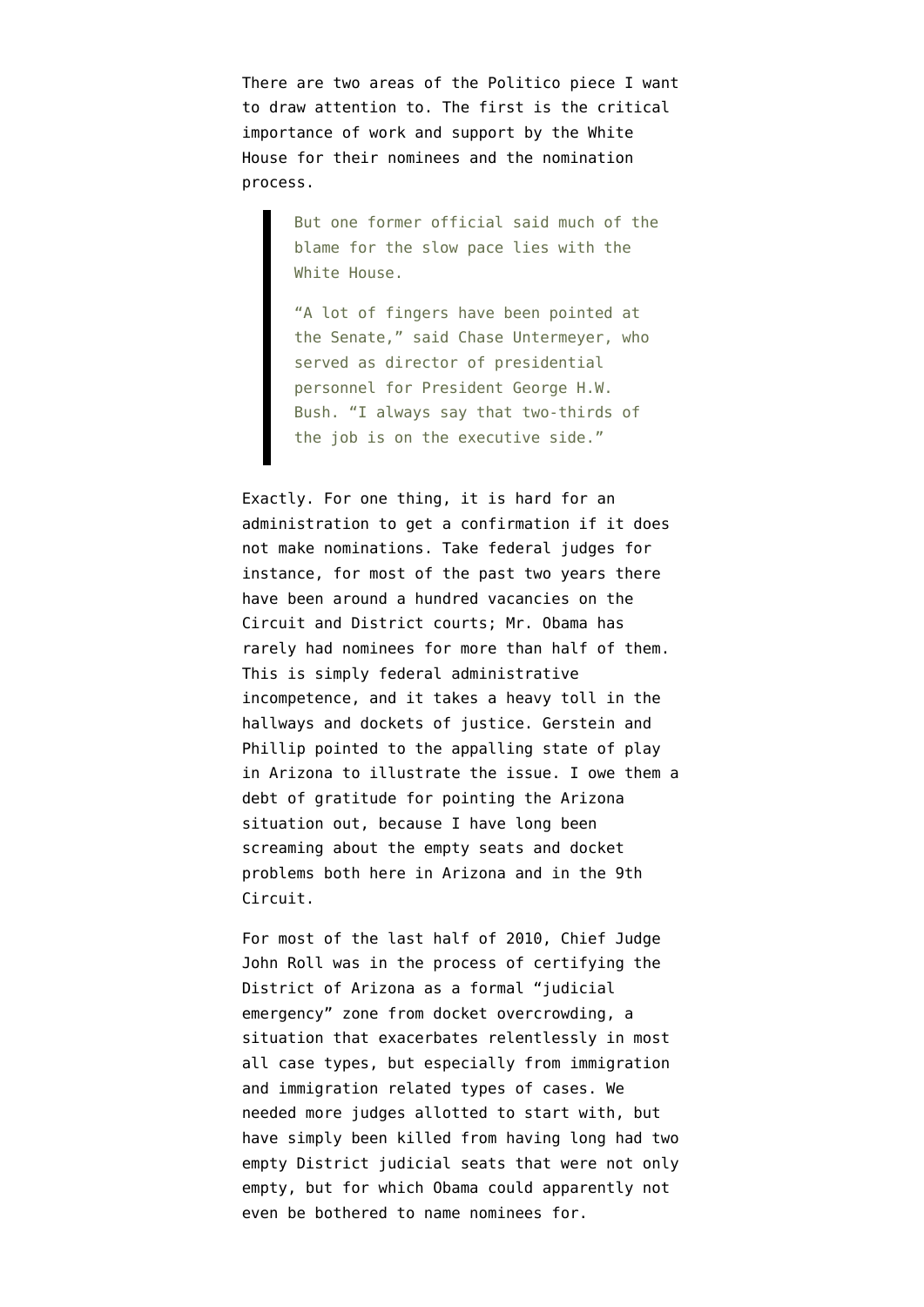There are two areas of the Politico piece I want to draw attention to. The first is the critical importance of work and support by the White House for their nominees and the nomination process.

> But one former official said much of the blame for the slow pace lies with the White House.
>
> "A lot of fingers have been pointed at the Senate," said Chase Untermeyer, who served as director of presidential personnel for President George H.W. Bush. "I always say that two-thirds of the job is on the executive side."

Exactly. For one thing, it is hard for an administration to get a confirmation if it does not make nominations. Take federal judges for instance, for most of the past two years there have been around a hundred vacancies on the Circuit and District courts; Mr. Obama has rarely had nominees for more than half of them. This is simply federal administrative incompetence, and it takes a heavy toll in the hallways and dockets of justice. Gerstein and Phillip pointed to the appalling state of play in Arizona to illustrate the issue. I owe them a debt of gratitude for pointing the Arizona situation out, because I have long been screaming about the empty seats and docket problems both here in Arizona and in the 9th Circuit.

For most of the last half of 2010, Chief Judge John Roll was in the process of certifying the District of Arizona as a formal "judicial emergency" zone from docket overcrowding, a situation that exacerbates relentlessly in most all case types, but especially from immigration and immigration related types of cases. We needed more judges allotted to start with, but have simply been killed from having long had two empty District judicial seats that were not only empty, but for which Obama could apparently not even be bothered to name nominees for.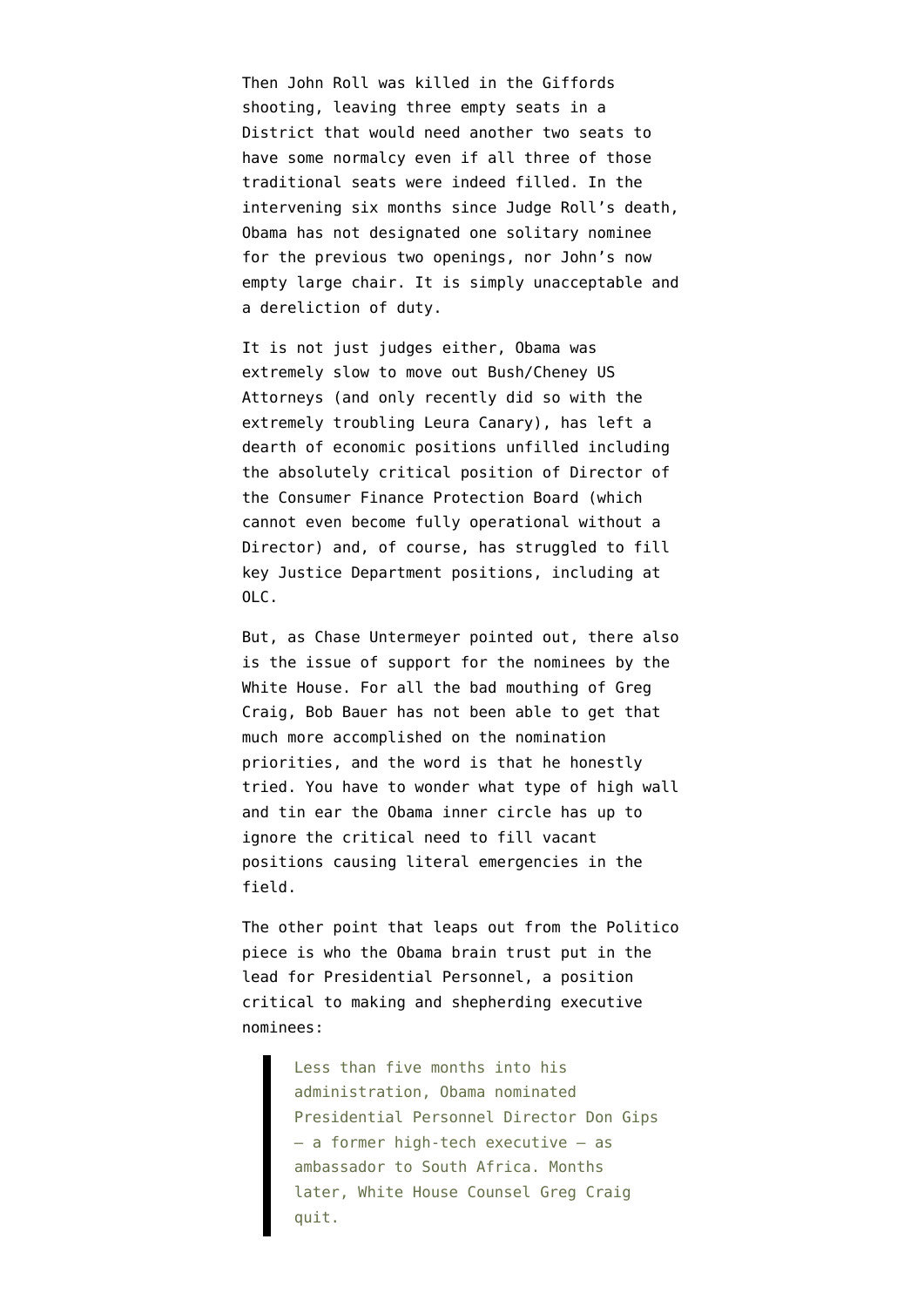Then John Roll was killed in the Giffords shooting, leaving three empty seats in a District that would need another two seats to have some normalcy even if all three of those traditional seats were indeed filled. In the intervening six months since Judge Roll's death, Obama has not designated one solitary nominee for the previous two openings, nor John's now empty large chair. It is simply unacceptable and a dereliction of duty.

It is not just judges either, Obama was extremely slow to move out Bush/Cheney US Attorneys (and only recently did so with the extremely troubling Leura Canary), has left a dearth of economic positions unfilled including the absolutely critical position of Director of the Consumer Finance Protection Board (which cannot even become fully operational without a Director) and, of course, has struggled to fill key Justice Department positions, including at OLC.

But, as Chase Untermeyer pointed out, there also is the issue of support for the nominees by the White House. For all the bad mouthing of Greg Craig, Bob Bauer has not been able to get that much more accomplished on the nomination priorities, and the word is that he honestly tried. You have to wonder what type of high wall and tin ear the Obama inner circle has up to ignore the critical need to fill vacant positions causing literal emergencies in the field.

The other point that leaps out from the Politico piece is who the Obama brain trust put in the lead for Presidential Personnel, a position critical to making and shepherding executive nominees:

> Less than five months into his administration, Obama nominated Presidential Personnel Director Don Gips — a former high-tech executive — as ambassador to South Africa. Months later, White House Counsel Greg Craig quit.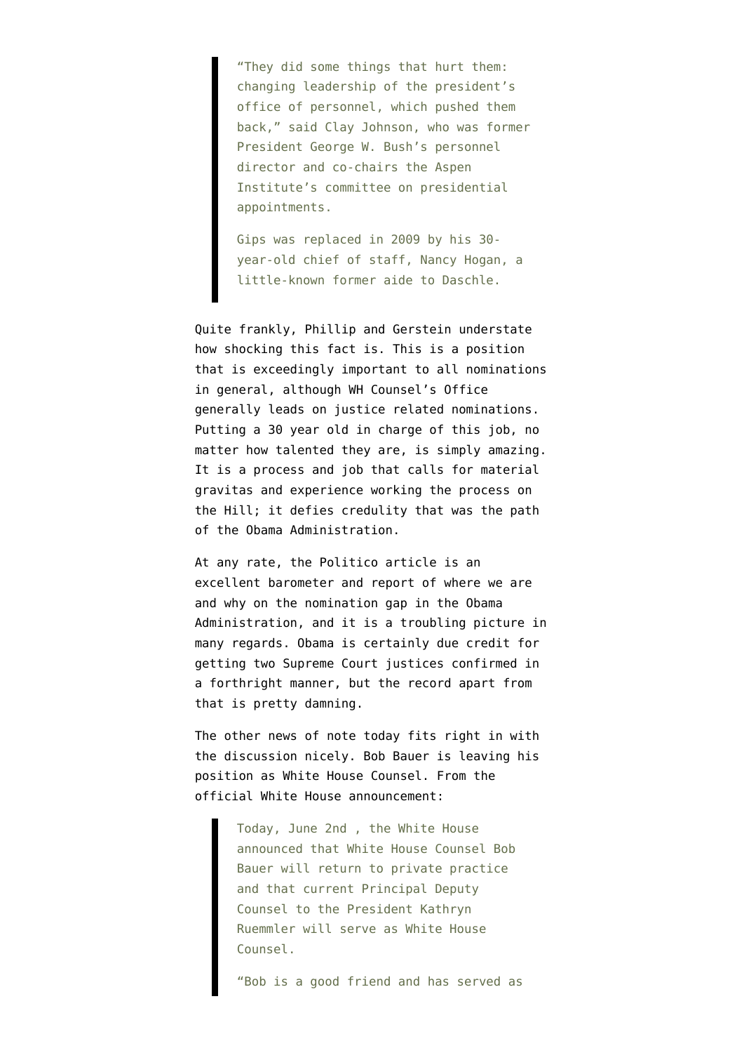> "They did some things that hurt them: changing leadership of the president's office of personnel, which pushed them back," said Clay Johnson, who was former President George W. Bush's personnel director and co-chairs the Aspen Institute's committee on presidential appointments.
>
> Gips was replaced in 2009 by his 30-year-old chief of staff, Nancy Hogan, a little-known former aide to Daschle.

Quite frankly, Phillip and Gerstein understate how shocking this fact is. This is a position that is exceedingly important to all nominations in general, although WH Counsel's Office generally leads on justice related nominations. Putting a 30 year old in charge of this job, no matter how talented they are, is simply amazing. It is a process and job that calls for material gravitas and experience working the process on the Hill; it defies credulity that was the path of the Obama Administration.

At any rate, the Politico article is an excellent barometer and report of where we are and why on the nomination gap in the Obama Administration, and it is a troubling picture in many regards. Obama is certainly due credit for getting two Supreme Court justices confirmed in a forthright manner, but the record apart from that is pretty damning.

The other news of note today fits right in with the discussion nicely. Bob Bauer is leaving his position as White House Counsel. From the official White House announcement:

> Today, June 2nd , the White House announced that White House Counsel Bob Bauer will return to private practice and that current Principal Deputy Counsel to the President Kathryn Ruemmler will serve as White House Counsel.
>
> "Bob is a good friend and has served as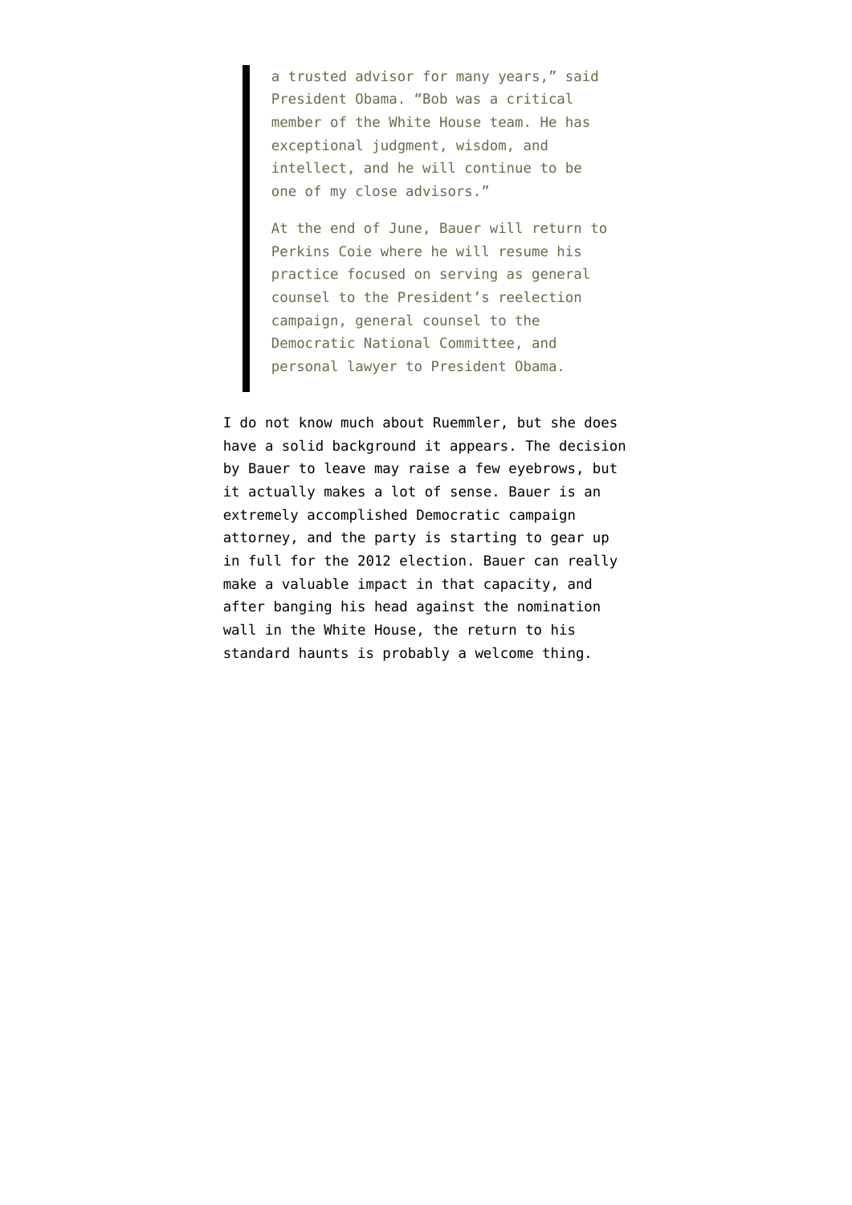> a trusted advisor for many years," said President Obama. "Bob was a critical member of the White House team. He has exceptional judgment, wisdom, and intellect, and he will continue to be one of my close advisors."
>
> At the end of June, Bauer will return to Perkins Coie where he will resume his practice focused on serving as general counsel to the President's reelection campaign, general counsel to the Democratic National Committee, and personal lawyer to President Obama.

I do not know much about Ruemmler, but she does have a solid background it appears. The decision by Bauer to leave may raise a few eyebrows, but it actually makes a lot of sense. Bauer is an extremely accomplished Democratic campaign attorney, and the party is starting to gear up in full for the 2012 election. Bauer can really make a valuable impact in that capacity, and after banging his head against the nomination wall in the White House, the return to his standard haunts is probably a welcome thing.